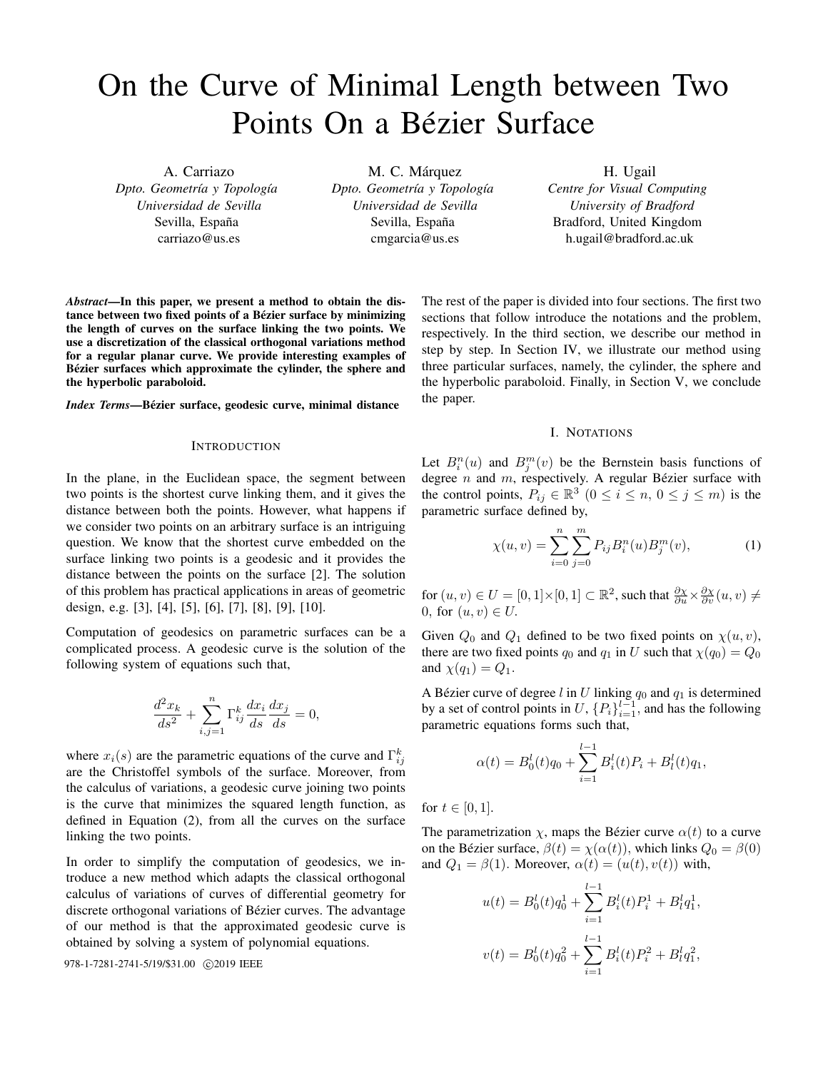# On the Curve of Minimal Length between Two Points On a Bézier Surface

A. Carriazo
*Dpto. Geometría y Topología*
*Universidad de Sevilla*
Sevilla, España
carriazo@us.es

M. C. Márquez
*Dpto. Geometría y Topología*
*Universidad de Sevilla*
Sevilla, España
cmgarcia@us.es

H. Ugail
*Centre for Visual Computing*
*University of Bradford*
Bradford, United Kingdom
h.ugail@bradford.ac.uk

***Abstract*—In this paper, we present a method to obtain the distance between two fixed points of a Bézier surface by minimizing the length of curves on the surface linking the two points. We use a discretization of the classical orthogonal variations method for a regular planar curve. We provide interesting examples of Bézier surfaces which approximate the cylinder, the sphere and the hyperbolic paraboloid.**

***Index Terms*—Bézier surface, geodesic curve, minimal distance**

## Introduction

In the plane, in the Euclidean space, the segment between two points is the shortest curve linking them, and it gives the distance between both the points. However, what happens if we consider two points on an arbitrary surface is an intriguing question. We know that the shortest curve embedded on the surface linking two points is a geodesic and it provides the distance between the points on the surface [2]. The solution of this problem has practical applications in areas of geometric design, e.g. [3], [4], [5], [6], [7], [8], [9], [10].

Computation of geodesics on parametric surfaces can be a complicated process. A geodesic curve is the solution of the following system of equations such that,

$$\frac{d^2x_k}{ds^2} + \sum_{i,j=1}^{n} \Gamma_{ij}^k \frac{dx_i}{ds}\frac{dx_j}{ds} = 0,$$

where $x_i(s)$ are the parametric equations of the curve and $\Gamma_{ij}^k$ are the Christoffel symbols of the surface. Moreover, from the calculus of variations, a geodesic curve joining two points is the curve that minimizes the squared length function, as defined in Equation (2), from all the curves on the surface linking the two points.

In order to simplify the computation of geodesics, we introduce a new method which adapts the classical orthogonal calculus of variations of curves of differential geometry for discrete orthogonal variations of Bézier curves. The advantage of our method is that the approximated geodesic curve is obtained by solving a system of polynomial equations.

The rest of the paper is divided into four sections. The first two sections that follow introduce the notations and the problem, respectively. In the third section, we describe our method in step by step. In Section IV, we illustrate our method using three particular surfaces, namely, the cylinder, the sphere and the hyperbolic paraboloid. Finally, in Section V, we conclude the paper.

## I. Notations

Let $B_i^n(u)$ and $B_j^m(v)$ be the Bernstein basis functions of degree $n$ and $m$, respectively. A regular Bézier surface with the control points, $P_{ij} \in \mathbb{R}^3$ $(0 \leq i \leq n,\ 0 \leq j \leq m)$ is the parametric surface defined by,

$$\chi(u,v) = \sum_{i=0}^{n}\sum_{j=0}^{m} P_{ij} B_i^n(u) B_j^m(v), \tag{1}$$

for $(u,v) \in U = [0,1]\times[0,1] \subset \mathbb{R}^2$, such that $\frac{\partial \chi}{\partial u} \times \frac{\partial \chi}{\partial v}(u,v) \neq 0$, for $(u,v) \in U$.

Given $Q_0$ and $Q_1$ defined to be two fixed points on $\chi(u,v)$, there are two fixed points $q_0$ and $q_1$ in $U$ such that $\chi(q_0) = Q_0$ and $\chi(q_1) = Q_1$.

A Bézier curve of degree $l$ in $U$ linking $q_0$ and $q_1$ is determined by a set of control points in $U$, $\{P_i\}_{i=1}^{l-1}$, and has the following parametric equations forms such that,

$$\alpha(t) = B_0^l(t)q_0 + \sum_{i=1}^{l-1} B_i^l(t)P_i + B_l^l(t)q_1,$$

for $t \in [0,1]$.

The parametrization $\chi$, maps the Bézier curve $\alpha(t)$ to a curve on the Bézier surface, $\beta(t) = \chi(\alpha(t))$, which links $Q_0 = \beta(0)$ and $Q_1 = \beta(1)$. Moreover, $\alpha(t) = (u(t), v(t))$ with,

$$u(t) = B_0^l(t)q_0^1 + \sum_{i=1}^{l-1} B_i^l(t)P_i^1 + B_l^l q_1^1,$$

$$v(t) = B_0^l(t)q_0^2 + \sum_{i=1}^{l-1} B_i^l(t)P_i^2 + B_l^l q_1^2,$$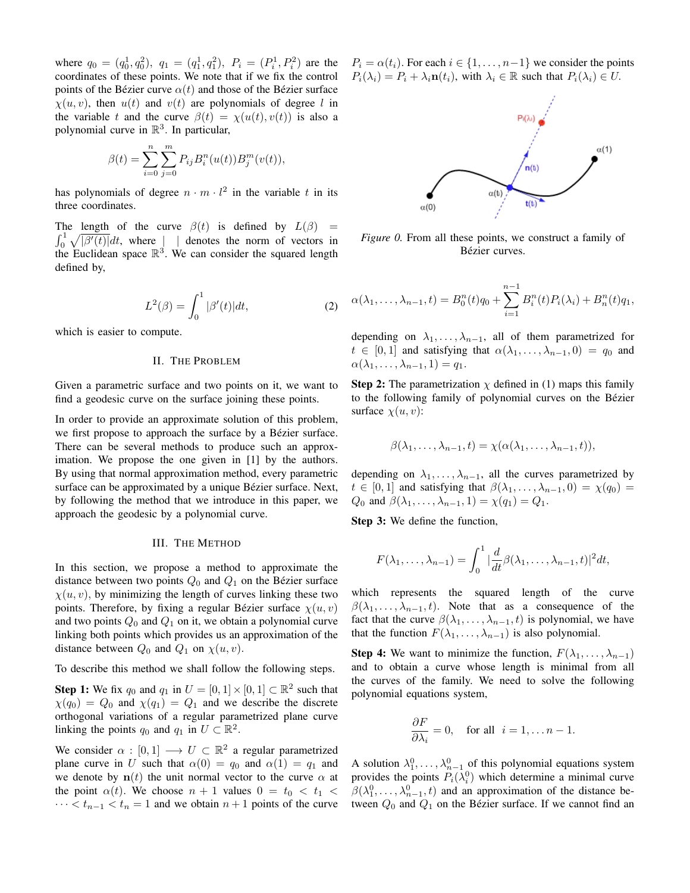where $q_0 = (q_0^1, q_0^2)$, $q_1 = (q_1^1, q_1^2)$, $P_i = (P_i^1, P_i^2)$ are the coordinates of these points. We note that if we fix the control points of the Bézier curve $\alpha(t)$ and those of the Bézier surface $\chi(u, v)$, then $u(t)$ and $v(t)$ are polynomials of degree $l$ in the variable $t$ and the curve $\beta(t) = \chi(u(t), v(t))$ is also a polynomial curve in $\mathbb{R}^3$. In particular,

$$\beta(t) = \sum_{i=0}^{n} \sum_{j=0}^{m} P_{ij} B_i^n(u(t)) B_j^m(v(t)),$$

has polynomials of degree $n \cdot m \cdot l^2$ in the variable $t$ in its three coordinates.

The length of the curve $\beta(t)$ is defined by $L(\beta) = \int_0^1 \sqrt{|\beta'(t)|}dt$, where $|\ \ |$ denotes the norm of vectors in the Euclidean space $\mathbb{R}^3$. We can consider the squared length defined by,

$$L^2(\beta) = \int_0^1 |\beta'(t)|dt, \qquad (2)$$

which is easier to compute.

## II. The Problem

Given a parametric surface and two points on it, we want to find a geodesic curve on the surface joining these points.

In order to provide an approximate solution of this problem, we first propose to approach the surface by a Bézier surface. There can be several methods to produce such an approximation. We propose the one given in [1] by the authors. By using that normal approximation method, every parametric surface can be approximated by a unique Bézier surface. Next, by following the method that we introduce in this paper, we approach the geodesic by a polynomial curve.

## III. The Method

In this section, we propose a method to approximate the distance between two points $Q_0$ and $Q_1$ on the Bézier surface $\chi(u, v)$, by minimizing the length of curves linking these two points. Therefore, by fixing a regular Bézier surface $\chi(u, v)$ and two points $Q_0$ and $Q_1$ on it, we obtain a polynomial curve linking both points which provides us an approximation of the distance between $Q_0$ and $Q_1$ on $\chi(u, v)$.

To describe this method we shall follow the following steps.

**Step 1:** We fix $q_0$ and $q_1$ in $U = [0, 1] \times [0, 1] \subset \mathbb{R}^2$ such that $\chi(q_0) = Q_0$ and $\chi(q_1) = Q_1$ and we describe the discrete orthogonal variations of a regular parametrized plane curve linking the points $q_0$ and $q_1$ in $U \subset \mathbb{R}^2$.

We consider $\alpha : [0, 1] \longrightarrow U \subset \mathbb{R}^2$ a regular parametrized plane curve in $U$ such that $\alpha(0) = q_0$ and $\alpha(1) = q_1$ and we denote by $\mathbf{n}(t)$ the unit normal vector to the curve $\alpha$ at the point $\alpha(t)$. We choose $n + 1$ values $0 = t_0 < t_1 < \cdots < t_{n-1} < t_n = 1$ and we obtain $n + 1$ points of the curve $P_i = \alpha(t_i)$. For each $i \in \{1, \ldots, n-1\}$ we consider the points $P_i(\lambda_i) = P_i + \lambda_i \mathbf{n}(t_i)$, with $\lambda_i \in \mathbb{R}$ such that $P_i(\lambda_i) \in U$.

*Figure 0.* From all these points, we construct a family of Bézier curves.

$$\alpha(\lambda_1, \ldots, \lambda_{n-1}, t) = B_0^n(t)q_0 + \sum_{i=1}^{n-1} B_i^n(t) P_i(\lambda_i) + B_n^n(t) q_1,$$

depending on $\lambda_1, \ldots, \lambda_{n-1}$, all of them parametrized for $t \in [0, 1]$ and satisfying that $\alpha(\lambda_1, \ldots, \lambda_{n-1}, 0) = q_0$ and $\alpha(\lambda_1, \ldots, \lambda_{n-1}, 1) = q_1$.

**Step 2:** The parametrization $\chi$ defined in (1) maps this family to the following family of polynomial curves on the Bézier surface $\chi(u, v)$:

$$\beta(\lambda_1, \ldots, \lambda_{n-1}, t) = \chi(\alpha(\lambda_1, \ldots, \lambda_{n-1}, t)),$$

depending on $\lambda_1, \ldots, \lambda_{n-1}$, all the curves parametrized by $t \in [0, 1]$ and satisfying that $\beta(\lambda_1, \ldots, \lambda_{n-1}, 0) = \chi(q_0) = Q_0$ and $\beta(\lambda_1, \ldots, \lambda_{n-1}, 1) = \chi(q_1) = Q_1$.

**Step 3:** We define the function,

$$F(\lambda_1, \ldots, \lambda_{n-1}) = \int_0^1 |\frac{d}{dt} \beta(\lambda_1, \ldots, \lambda_{n-1}, t)|^2 dt,$$

which represents the squared length of the curve $\beta(\lambda_1, \ldots, \lambda_{n-1}, t)$. Note that as a consequence of the fact that the curve $\beta(\lambda_1, \ldots, \lambda_{n-1}, t)$ is polynomial, we have that the function $F(\lambda_1, \ldots, \lambda_{n-1})$ is also polynomial.

**Step 4:** We want to minimize the function, $F(\lambda_1, \ldots, \lambda_{n-1})$ and to obtain a curve whose length is minimal from all the curves of the family. We need to solve the following polynomial equations system,

$$\frac{\partial F}{\partial \lambda_i} = 0, \quad \text{for all } \ i = 1, \ldots n-1.$$

A solution $\lambda_1^0, \ldots, \lambda_{n-1}^0$ of this polynomial equations system provides the points $P_i(\lambda_i^0)$ which determine a minimal curve $\beta(\lambda_1^0, \ldots, \lambda_{n-1}^0, t)$ and an approximation of the distance between $Q_0$ and $Q_1$ on the Bézier surface. If we cannot find an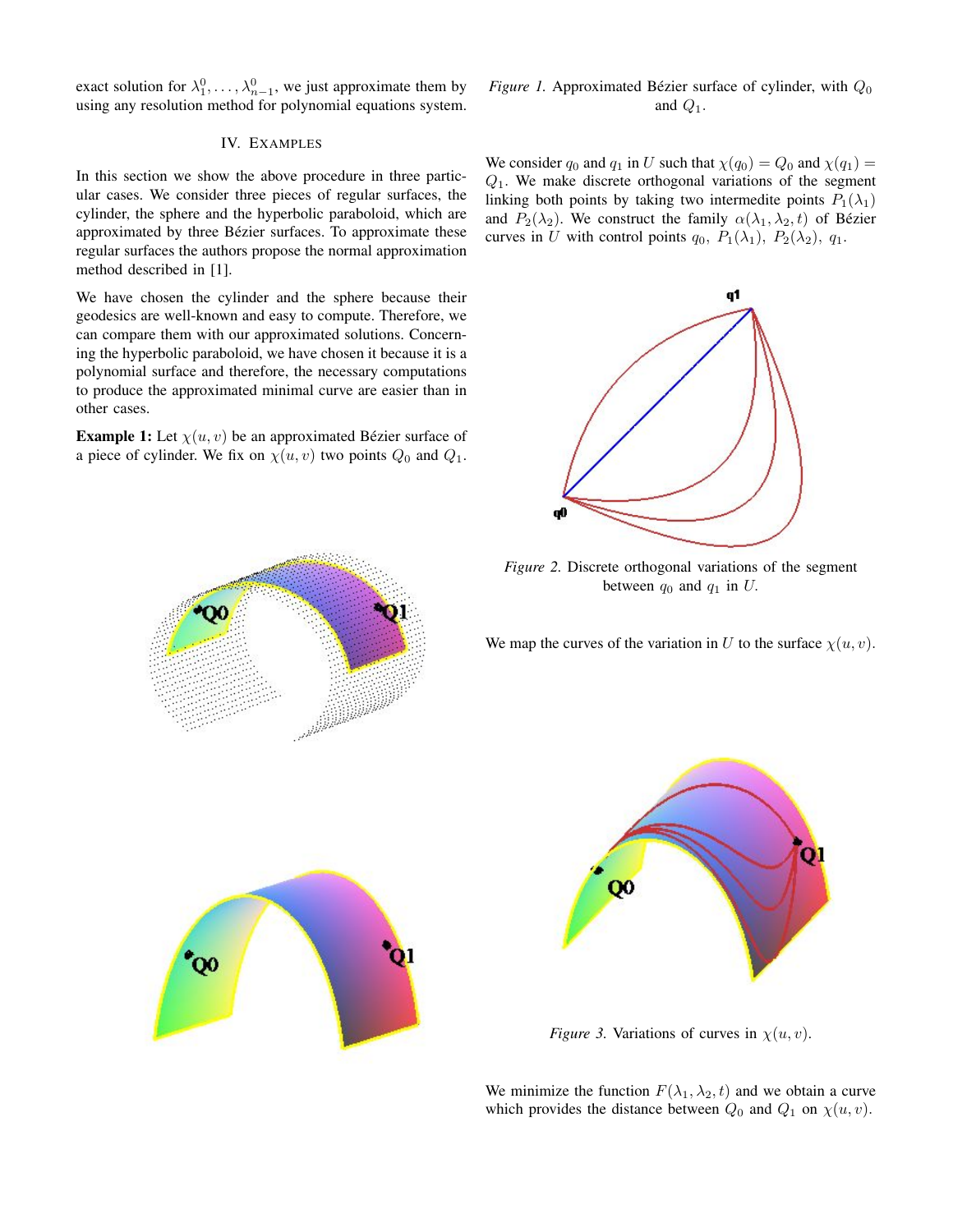exact solution for $\lambda_1^0, \ldots, \lambda_{n-1}^0$, we just approximate them by using any resolution method for polynomial equations system.

## IV. Examples

In this section we show the above procedure in three particular cases. We consider three pieces of regular surfaces, the cylinder, the sphere and the hyperbolic paraboloid, which are approximated by three Bézier surfaces. To approximate these regular surfaces the authors propose the normal approximation method described in [1].

We have chosen the cylinder and the sphere because their geodesics are well-known and easy to compute. Therefore, we can compare them with our approximated solutions. Concerning the hyperbolic paraboloid, we have chosen it because it is a polynomial surface and therefore, the necessary computations to produce the approximated minimal curve are easier than in other cases.

**Example 1:** Let $\chi(u, v)$ be an approximated Bézier surface of a piece of cylinder. We fix on $\chi(u, v)$ two points $Q_0$ and $Q_1$.

*Figure 1.* Approximated Bézier surface of cylinder, with $Q_0$ and $Q_1$.

We consider $q_0$ and $q_1$ in $U$ such that $\chi(q_0) = Q_0$ and $\chi(q_1) = Q_1$. We make discrete orthogonal variations of the segment linking both points by taking two intermedite points $P_1(\lambda_1)$ and $P_2(\lambda_2)$. We construct the family $\alpha(\lambda_1, \lambda_2, t)$ of Bézier curves in $U$ with control points $q_0$, $P_1(\lambda_1)$, $P_2(\lambda_2)$, $q_1$.

*Figure 2.* Discrete orthogonal variations of the segment between $q_0$ and $q_1$ in $U$.

We map the curves of the variation in $U$ to the surface $\chi(u, v)$.

*Figure 3.* Variations of curves in $\chi(u, v)$.

We minimize the function $F(\lambda_1, \lambda_2, t)$ and we obtain a curve which provides the distance between $Q_0$ and $Q_1$ on $\chi(u, v)$.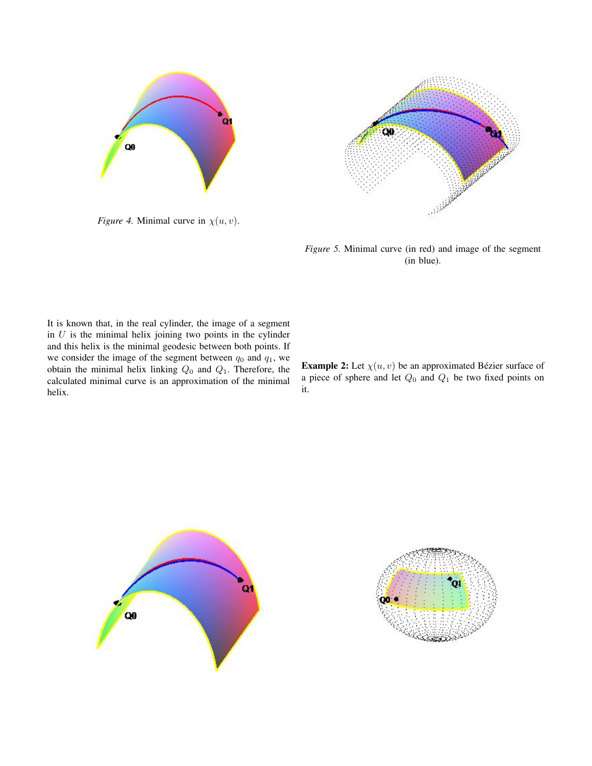*Figure 4.* Minimal curve in $\chi(u, v)$.

*Figure 5.* Minimal curve (in red) and image of the segment (in blue).

It is known that, in the real cylinder, the image of a segment in $U$ is the minimal helix joining two points in the cylinder and this helix is the minimal geodesic between both points. If we consider the image of the segment between $q_0$ and $q_1$, we obtain the minimal helix linking $Q_0$ and $Q_1$. Therefore, the calculated minimal curve is an approximation of the minimal helix.

**Example 2:** Let $\chi(u, v)$ be an approximated Bézier surface of a piece of sphere and let $Q_0$ and $Q_1$ be two fixed points on it.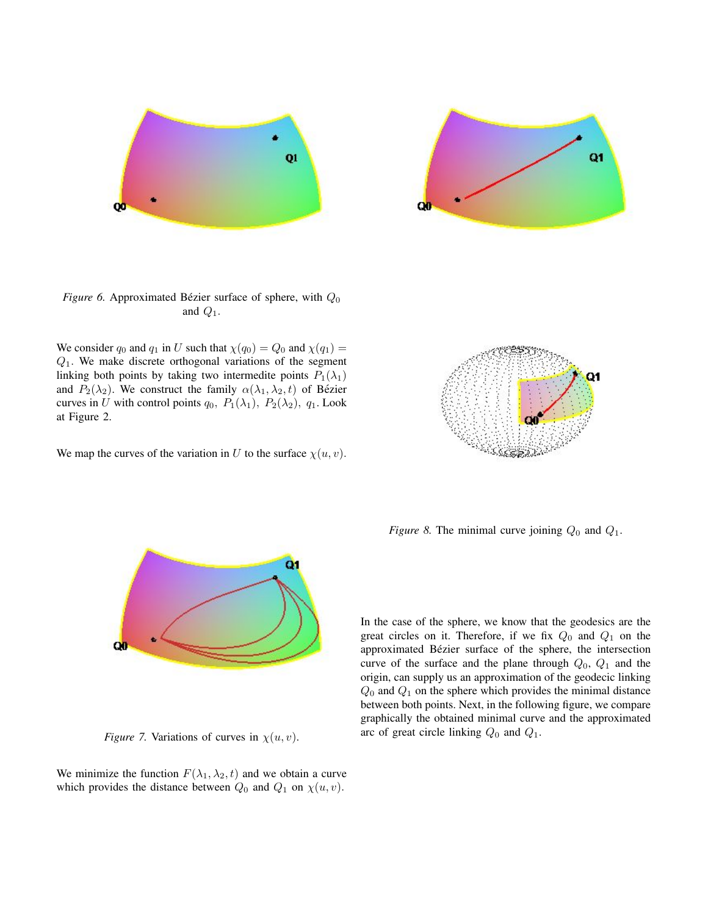*Figure 6.* Approximated Bézier surface of sphere, with $Q_0$ and $Q_1$.

We consider $q_0$ and $q_1$ in $U$ such that $\chi(q_0) = Q_0$ and $\chi(q_1) = Q_1$. We make discrete orthogonal variations of the segment linking both points by taking two intermedite points $P_1(\lambda_1)$ and $P_2(\lambda_2)$. We construct the family $\alpha(\lambda_1, \lambda_2, t)$ of Bézier curves in $U$ with control points $q_0,\ P_1(\lambda_1),\ P_2(\lambda_2),\ q_1$. Look at Figure 2.

We map the curves of the variation in $U$ to the surface $\chi(u, v)$.

*Figure 7.* Variations of curves in $\chi(u, v)$.

We minimize the function $F(\lambda_1, \lambda_2, t)$ and we obtain a curve which provides the distance between $Q_0$ and $Q_1$ on $\chi(u, v)$.

*Figure 8.* The minimal curve joining $Q_0$ and $Q_1$.

In the case of the sphere, we know that the geodesics are the great circles on it. Therefore, if we fix $Q_0$ and $Q_1$ on the approximated Bézier surface of the sphere, the intersection curve of the surface and the plane through $Q_0$, $Q_1$ and the origin, can supply us an approximation of the geodecic linking $Q_0$ and $Q_1$ on the sphere which provides the minimal distance between both points. Next, in the following figure, we compare graphically the obtained minimal curve and the approximated arc of great circle linking $Q_0$ and $Q_1$.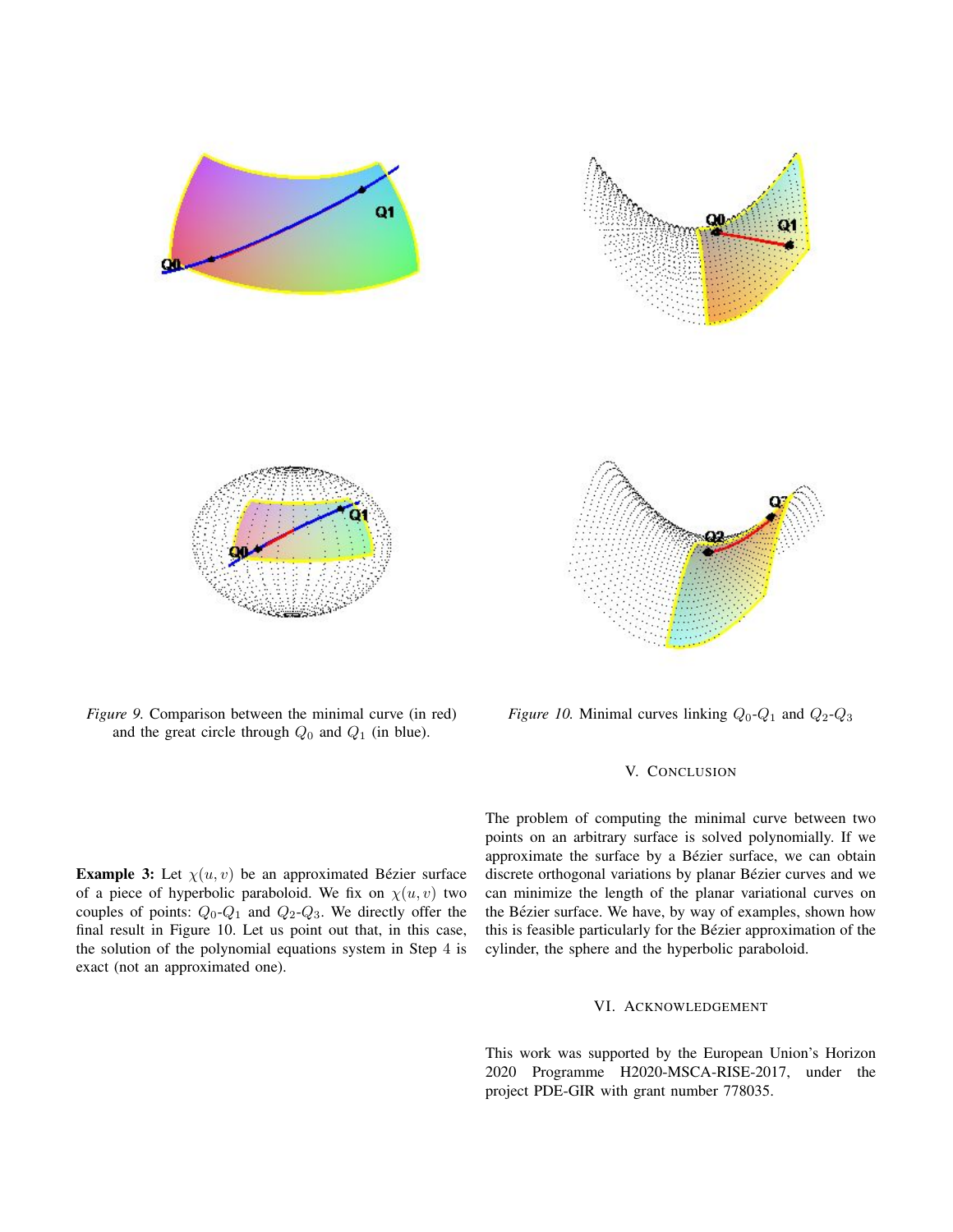*Figure 9.* Comparison between the minimal curve (in red) and the great circle through $Q_0$ and $Q_1$ (in blue).

*Figure 10.* Minimal curves linking $Q_0$-$Q_1$ and $Q_2$-$Q_3$

**Example 3:** Let $\chi(u, v)$ be an approximated Bézier surface of a piece of hyperbolic paraboloid. We fix on $\chi(u, v)$ two couples of points: $Q_0$-$Q_1$ and $Q_2$-$Q_3$. We directly offer the final result in Figure 10. Let us point out that, in this case, the solution of the polynomial equations system in Step 4 is exact (not an approximated one).

## V. Conclusion

The problem of computing the minimal curve between two points on an arbitrary surface is solved polynomially. If we approximate the surface by a Bézier surface, we can obtain discrete orthogonal variations by planar Bézier curves and we can minimize the length of the planar variational curves on the Bézier surface. We have, by way of examples, shown how this is feasible particularly for the Bézier approximation of the cylinder, the sphere and the hyperbolic paraboloid.

## VI. Acknowledgement

This work was supported by the European Union's Horizon 2020 Programme H2020-MSCA-RISE-2017, under the project PDE-GIR with grant number 778035.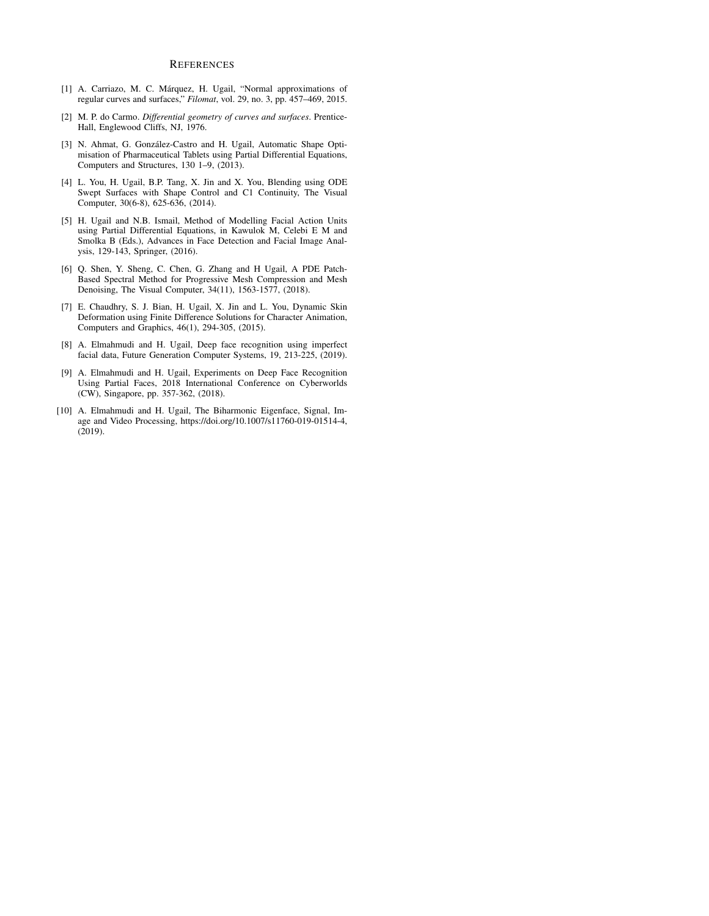## References

[1] A. Carriazo, M. C. Márquez, H. Ugail, "Normal approximations of regular curves and surfaces," *Filomat*, vol. 29, no. 3, pp. 457–469, 2015.

[2] M. P. do Carmo. *Differential geometry of curves and surfaces*. Prentice-Hall, Englewood Cliffs, NJ, 1976.

[3] N. Ahmat, G. González-Castro and H. Ugail, Automatic Shape Optimisation of Pharmaceutical Tablets using Partial Differential Equations, Computers and Structures, 130 1–9, (2013).

[4] L. You, H. Ugail, B.P. Tang, X. Jin and X. You, Blending using ODE Swept Surfaces with Shape Control and C1 Continuity, The Visual Computer, 30(6-8), 625-636, (2014).

[5] H. Ugail and N.B. Ismail, Method of Modelling Facial Action Units using Partial Differential Equations, in Kawulok M, Celebi E M and Smolka B (Eds.), Advances in Face Detection and Facial Image Analysis, 129-143, Springer, (2016).

[6] Q. Shen, Y. Sheng, C. Chen, G. Zhang and H Ugail, A PDE Patch-Based Spectral Method for Progressive Mesh Compression and Mesh Denoising, The Visual Computer, 34(11), 1563-1577, (2018).

[7] E. Chaudhry, S. J. Bian, H. Ugail, X. Jin and L. You, Dynamic Skin Deformation using Finite Difference Solutions for Character Animation, Computers and Graphics, 46(1), 294-305, (2015).

[8] A. Elmahmudi and H. Ugail, Deep face recognition using imperfect facial data, Future Generation Computer Systems, 19, 213-225, (2019).

[9] A. Elmahmudi and H. Ugail, Experiments on Deep Face Recognition Using Partial Faces, 2018 International Conference on Cyberworlds (CW), Singapore, pp. 357-362, (2018).

[10] A. Elmahmudi and H. Ugail, The Biharmonic Eigenface, Signal, Image and Video Processing, https://doi.org/10.1007/s11760-019-01514-4, (2019).